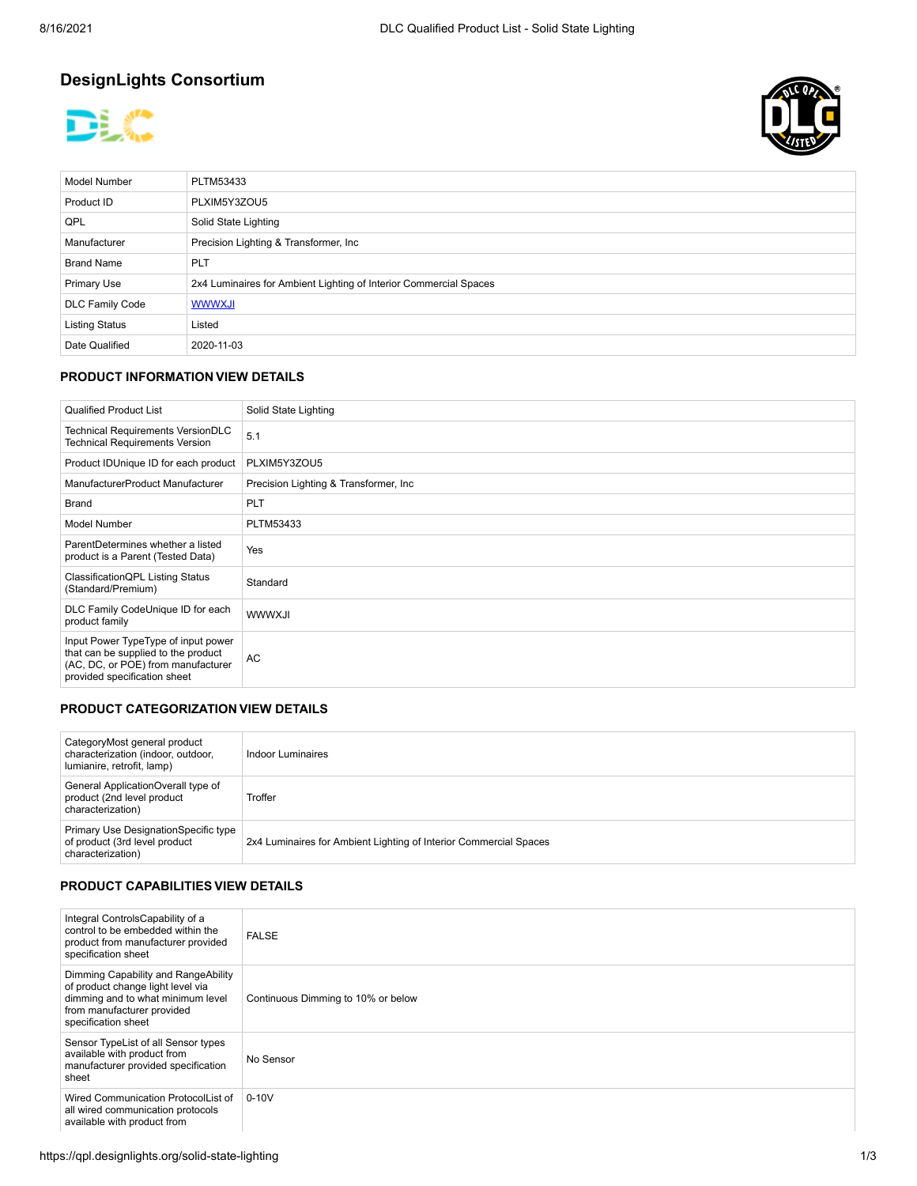# DesignLights Consortium

| Model Number | PLTM53433 |
|---|---|
| Product ID | PLXIM5Y3ZOU5 |
| QPL | Solid State Lighting |
| Manufacturer | Precision Lighting & Transformer, Inc |
| Brand Name | PLT |
| Primary Use | 2x4 Luminaires for Ambient Lighting of Interior Commercial Spaces |
| DLC Family Code | WWWXJI |
| Listing Status | Listed |
| Date Qualified | 2020-11-03 |

## PRODUCT INFORMATION VIEW DETAILS

| Qualified Product List | Solid State Lighting |
|---|---|
| Technical Requirements VersionDLC Technical Requirements Version | 5.1 |
| Product IDUnique ID for each product | PLXIM5Y3ZOU5 |
| ManufacturerProduct Manufacturer | Precision Lighting & Transformer, Inc |
| Brand | PLT |
| Model Number | PLTM53433 |
| ParentDetermines whether a listed product is a Parent (Tested Data) | Yes |
| ClassificationQPL Listing Status (Standard/Premium) | Standard |
| DLC Family CodeUnique ID for each product family | WWWXJI |
| Input Power TypeType of input power that can be supplied to the product (AC, DC, or POE) from manufacturer provided specification sheet | AC |

## PRODUCT CATEGORIZATION VIEW DETAILS

| CategoryMost general product characterization (indoor, outdoor, lumianire, retrofit, lamp) | Indoor Luminaires |
|---|---|
| General ApplicationOverall type of product (2nd level product characterization) | Troffer |
| Primary Use DesignationSpecific type of product (3rd level product characterization) | 2x4 Luminaires for Ambient Lighting of Interior Commercial Spaces |

## PRODUCT CAPABILITIES VIEW DETAILS

| Integral ControlsCapability of a control to be embedded within the product from manufacturer provided specification sheet | FALSE |
|---|---|
| Dimming Capability and RangeAbility of product change light level via dimming and to what minimum level from manufacturer provided specification sheet | Continuous Dimming to 10% or below |
| Sensor TypeList of all Sensor types available with product from manufacturer provided specification sheet | No Sensor |
| Wired Communication ProtocolList of all wired communication protocols available with product from | 0-10V |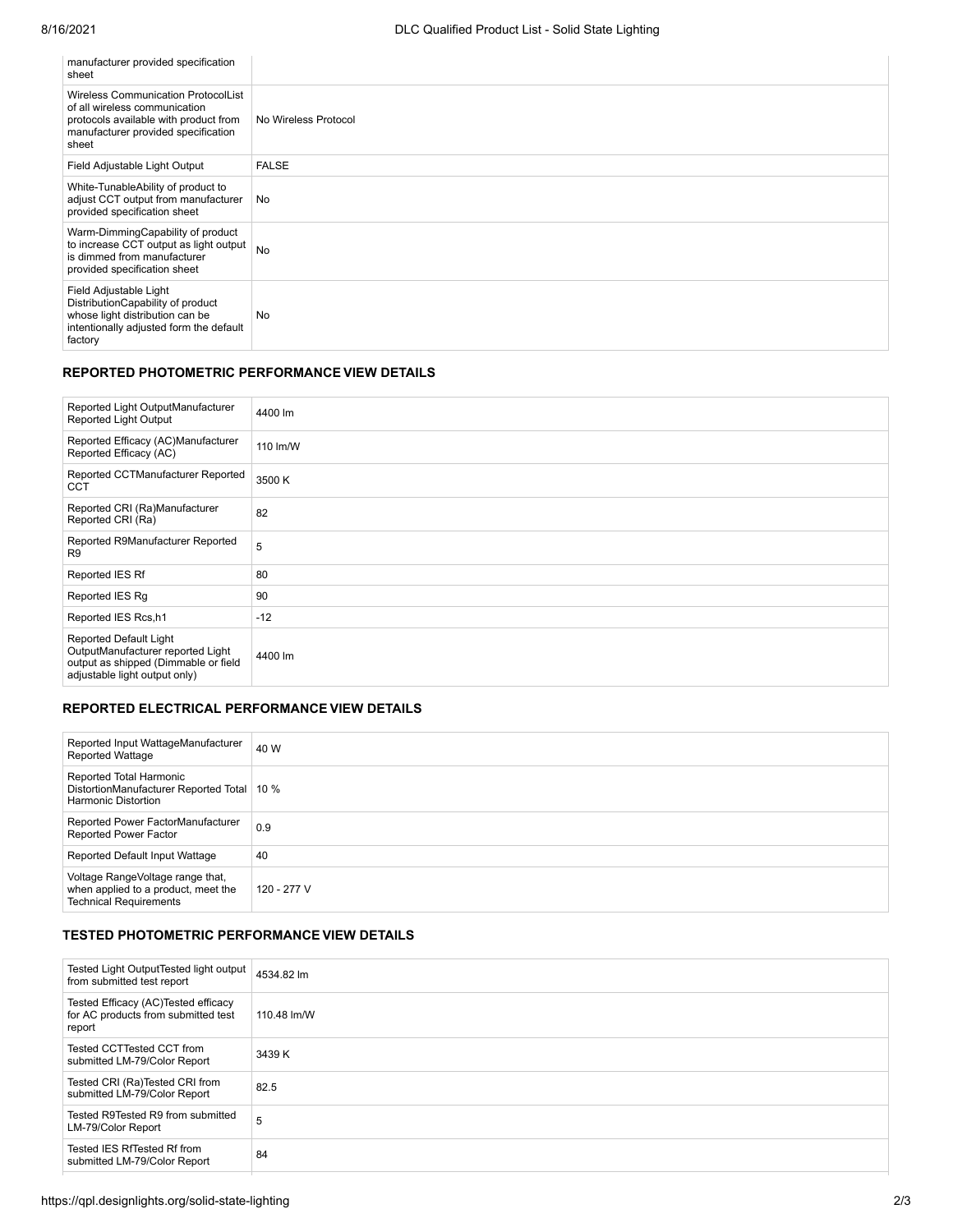| | |
|---|---|
| manufacturer provided specification sheet | |
| Wireless Communication ProtocolList of all wireless communication protocols available with product from manufacturer provided specification sheet | No Wireless Protocol |
| Field Adjustable Light Output | FALSE |
| White-TunableAbility of product to adjust CCT output from manufacturer provided specification sheet | No |
| Warm-DimmingCapability of product to increase CCT output as light output is dimmed from manufacturer provided specification sheet | No |
| Field Adjustable Light DistributionCapability of product whose light distribution can be intentionally adjusted form the default factory | No |

### REPORTED PHOTOMETRIC PERFORMANCE VIEW DETAILS

| | |
|---|---|
| Reported Light OutputManufacturer Reported Light Output | 4400 lm |
| Reported Efficacy (AC)Manufacturer Reported Efficacy (AC) | 110 lm/W |
| Reported CCTManufacturer Reported CCT | 3500 K |
| Reported CRI (Ra)Manufacturer Reported CRI (Ra) | 82 |
| Reported R9Manufacturer Reported R9 | 5 |
| Reported IES Rf | 80 |
| Reported IES Rg | 90 |
| Reported IES Rcs,h1 | -12 |
| Reported Default Light OutputManufacturer reported Light output as shipped (Dimmable or field adjustable light output only) | 4400 lm |

### REPORTED ELECTRICAL PERFORMANCE VIEW DETAILS

| | |
|---|---|
| Reported Input WattageManufacturer Reported Wattage | 40 W |
| Reported Total Harmonic DistortionManufacturer Reported Total Harmonic Distortion | 10 % |
| Reported Power FactorManufacturer Reported Power Factor | 0.9 |
| Reported Default Input Wattage | 40 |
| Voltage RangeVoltage range that, when applied to a product, meet the Technical Requirements | 120 - 277 V |

### TESTED PHOTOMETRIC PERFORMANCE VIEW DETAILS

| | |
|---|---|
| Tested Light OutputTested light output from submitted test report | 4534.82 lm |
| Tested Efficacy (AC)Tested efficacy for AC products from submitted test report | 110.48 lm/W |
| Tested CCTTested CCT from submitted LM-79/Color Report | 3439 K |
| Tested CRI (Ra)Tested CRI from submitted LM-79/Color Report | 82.5 |
| Tested R9Tested R9 from submitted LM-79/Color Report | 5 |
| Tested IES RfTested Rf from submitted LM-79/Color Report | 84 |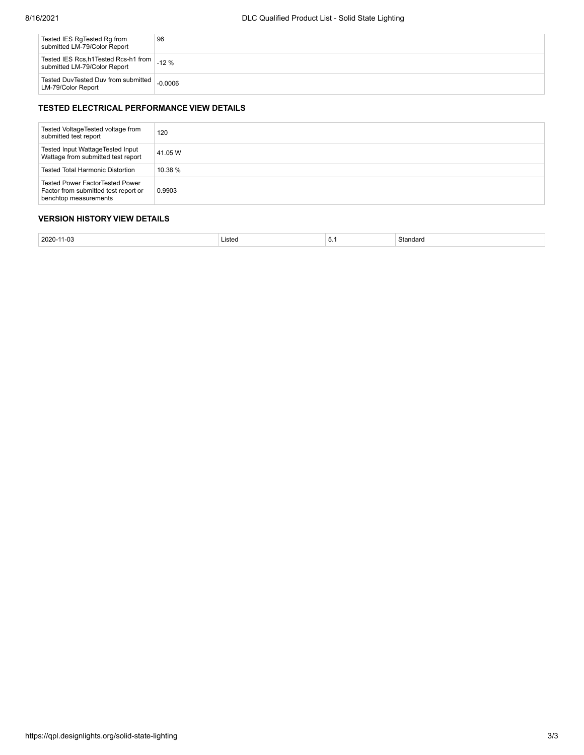| | |
|---|---|
| Tested IES RgTested Rg from submitted LM-79/Color Report | 96 |
| Tested IES Rcs,h1Tested Rcs-h1 from submitted LM-79/Color Report | -12 % |
| Tested DuvTested Duv from submitted LM-79/Color Report | -0.0006 |

### TESTED ELECTRICAL PERFORMANCE VIEW DETAILS

| | |
|---|---|
| Tested VoltageTested voltage from submitted test report | 120 |
| Tested Input WattageTested Input Wattage from submitted test report | 41.05 W |
| Tested Total Harmonic Distortion | 10.38 % |
| Tested Power FactorTested Power Factor from submitted test report or benchtop measurements | 0.9903 |

### VERSION HISTORY VIEW DETAILS

| | | | |
|---|---|---|---|
| 2020-11-03 | Listed | 5.1 | Standard |